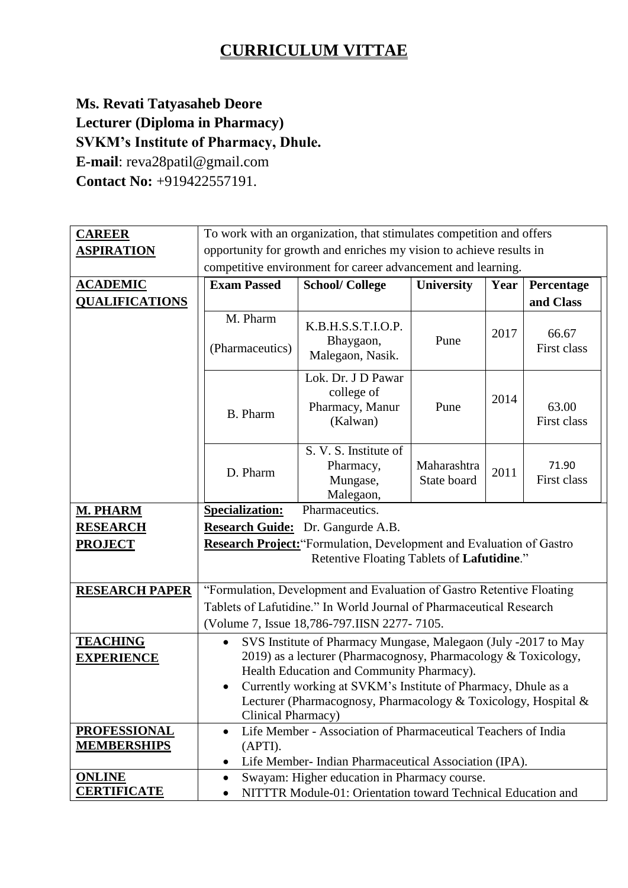# CURRICULUM VITTAE

**Ms. Revati Tatyasaheb Deore**
**Lecturer (Diploma in Pharmacy)**
**SVKM's Institute of Pharmacy, Dhule.**
**E-mail**: reva28patil@gmail.com
**Contact No:** +919422557191.

| | |
|---|---|
| **CAREER ASPIRATION** | To work with an organization, that stimulates competition and offers opportunity for growth and enriches my vision to achieve results in competitive environment for career advancement and learning. |

**ACADEMIC QUALIFICATIONS**

| Exam Passed | School/ College | University | Year | Percentage and Class |
|---|---|---|---|---|
| M. Pharm (Pharmaceutics) | K.B.H.S.S.T.I.O.P. Bhaygaon, Malegaon, Nasik. | Pune | 2017 | 66.67 First class |
| B. Pharm | Lok. Dr. J D Pawar college of Pharmacy, Manur (Kalwan) | Pune | 2014 | 63.00 First class |
| D. Pharm | S. V. S. Institute of Pharmacy, Mungase, Malegaon, | Maharashtra State board | 2011 | 71.90 First class |

| | |
|---|---|
| **M. PHARM RESEARCH PROJECT** | **Specialization:** Pharmaceutics.<br>**Research Guide:** Dr. Gangurde A.B.<br>**Research Project:** "Formulation, Development and Evaluation of Gastro Retentive Floating Tablets of **Lafutidine**." |
| **RESEARCH PAPER** | "Formulation, Development and Evaluation of Gastro Retentive Floating Tablets of Lafutidine." In World Journal of Pharmaceutical Research (Volume 7, Issue 18,786-797.IISN 2277- 7105. |
| **TEACHING EXPERIENCE** | • SVS Institute of Pharmacy Mungase, Malegaon (July -2017 to May 2019) as a lecturer (Pharmacognosy, Pharmacology & Toxicology, Health Education and Community Pharmacy).<br>• Currently working at SVKM's Institute of Pharmacy, Dhule as a Lecturer (Pharmacognosy, Pharmacology & Toxicology, Hospital & Clinical Pharmacy) |
| **PROFESSIONAL MEMBERSHIPS** | • Life Member - Association of Pharmaceutical Teachers of India (APTI).<br>• Life Member- Indian Pharmaceutical Association (IPA). |
| **ONLINE CERTIFICATE** | • Swayam: Higher education in Pharmacy course.<br>• NITTTR Module-01: Orientation toward Technical Education and |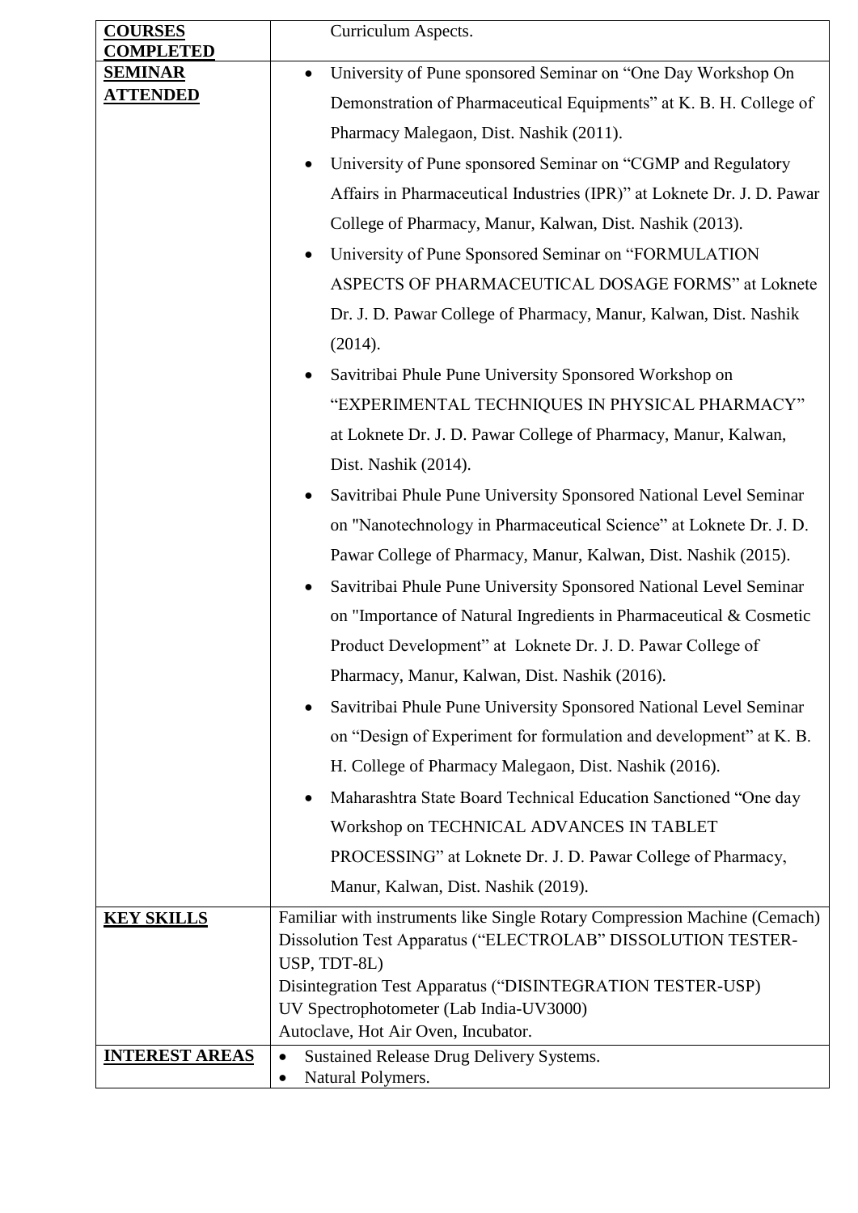| | |
|---|---|
| **COURSES COMPLETED** | Curriculum Aspects. |
| **SEMINAR ATTENDED** | • University of Pune sponsored Seminar on "One Day Workshop On Demonstration of Pharmaceutical Equipments" at K. B. H. College of Pharmacy Malegaon, Dist. Nashik (2011).<br>• University of Pune sponsored Seminar on "CGMP and Regulatory Affairs in Pharmaceutical Industries (IPR)" at Loknete Dr. J. D. Pawar College of Pharmacy, Manur, Kalwan, Dist. Nashik (2013).<br>• University of Pune Sponsored Seminar on "FORMULATION ASPECTS OF PHARMACEUTICAL DOSAGE FORMS" at Loknete Dr. J. D. Pawar College of Pharmacy, Manur, Kalwan, Dist. Nashik (2014).<br>• Savitribai Phule Pune University Sponsored Workshop on "EXPERIMENTAL TECHNIQUES IN PHYSICAL PHARMACY" at Loknete Dr. J. D. Pawar College of Pharmacy, Manur, Kalwan, Dist. Nashik (2014).<br>• Savitribai Phule Pune University Sponsored National Level Seminar on "Nanotechnology in Pharmaceutical Science" at Loknete Dr. J. D. Pawar College of Pharmacy, Manur, Kalwan, Dist. Nashik (2015).<br>• Savitribai Phule Pune University Sponsored National Level Seminar on "Importance of Natural Ingredients in Pharmaceutical & Cosmetic Product Development" at Loknete Dr. J. D. Pawar College of Pharmacy, Manur, Kalwan, Dist. Nashik (2016).<br>• Savitribai Phule Pune University Sponsored National Level Seminar on "Design of Experiment for formulation and development" at K. B. H. College of Pharmacy Malegaon, Dist. Nashik (2016).<br>• Maharashtra State Board Technical Education Sanctioned "One day Workshop on TECHNICAL ADVANCES IN TABLET PROCESSING" at Loknete Dr. J. D. Pawar College of Pharmacy, Manur, Kalwan, Dist. Nashik (2019). |
| **KEY SKILLS** | Familiar with instruments like Single Rotary Compression Machine (Cemach)<br>Dissolution Test Apparatus ("ELECTROLAB" DISSOLUTION TESTER-USP, TDT-8L)<br>Disintegration Test Apparatus ("DISINTEGRATION TESTER-USP)<br>UV Spectrophotometer (Lab India-UV3000)<br>Autoclave, Hot Air Oven, Incubator. |
| **INTEREST AREAS** | • Sustained Release Drug Delivery Systems.<br>• Natural Polymers. |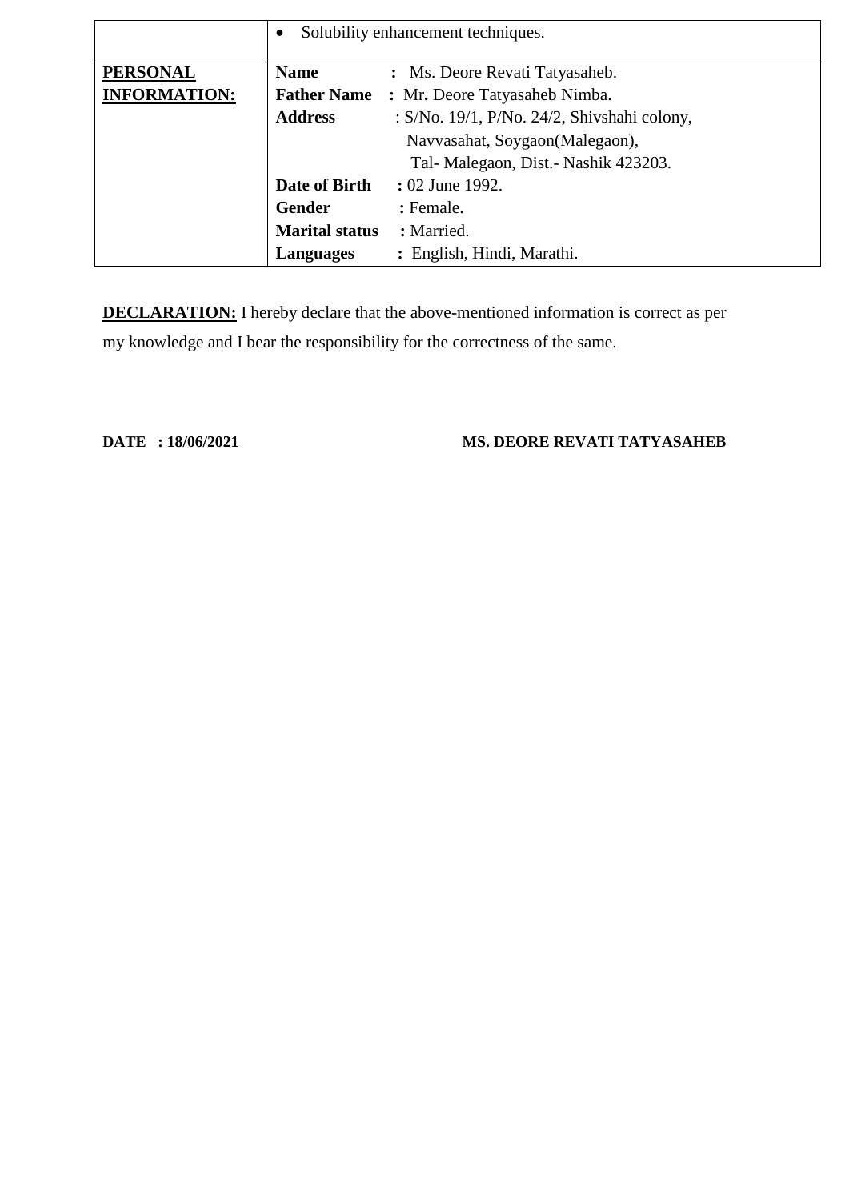| | |
|---|---|
| | • Solubility enhancement techniques. |
| **PERSONAL INFORMATION:** | **Name** : Ms. Deore Revati Tatyasaheb.<br>**Father Name** : Mr. Deore Tatyasaheb Nimba.<br>**Address** : S/No. 19/1, P/No. 24/2, Shivshahi colony, Navvasahat, Soygaon(Malegaon), Tal- Malegaon, Dist.- Nashik 423203.<br>**Date of Birth** : 02 June 1992.<br>**Gender** : Female.<br>**Marital status** : Married.<br>**Languages** : English, Hindi, Marathi. |

**DECLARATION:** I hereby declare that the above-mentioned information is correct as per my knowledge and I bear the responsibility for the correctness of the same.

**DATE : 18/06/2021** **MS. DEORE REVATI TATYASAHEB**